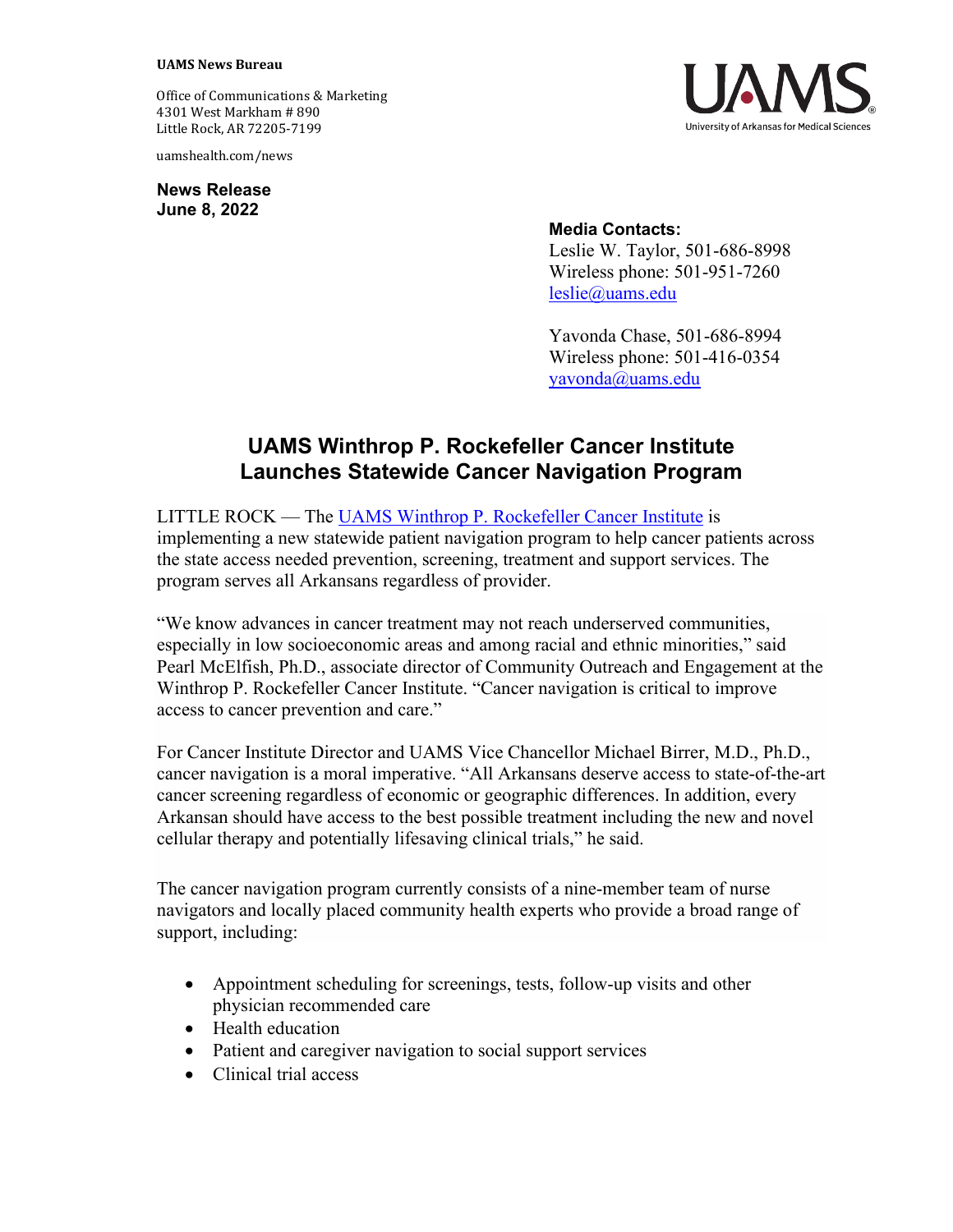**UAMS News Bureau**

Office of Communications & Marketing
4301 West Markham # 890
Little Rock, AR 72205-7199

uamshealth.com/news

**News Release**
**June 8, 2022**

**Media Contacts:**
Leslie W. Taylor, 501-686-8998
Wireless phone: 501-951-7260
leslie@uams.edu

Yavonda Chase, 501-686-8994
Wireless phone: 501-416-0354
yavonda@uams.edu

# UAMS Winthrop P. Rockefeller Cancer Institute Launches Statewide Cancer Navigation Program

LITTLE ROCK — The UAMS Winthrop P. Rockefeller Cancer Institute is implementing a new statewide patient navigation program to help cancer patients across the state access needed prevention, screening, treatment and support services. The program serves all Arkansans regardless of provider.

"We know advances in cancer treatment may not reach underserved communities, especially in low socioeconomic areas and among racial and ethnic minorities," said Pearl McElfish, Ph.D., associate director of Community Outreach and Engagement at the Winthrop P. Rockefeller Cancer Institute. "Cancer navigation is critical to improve access to cancer prevention and care."

For Cancer Institute Director and UAMS Vice Chancellor Michael Birrer, M.D., Ph.D., cancer navigation is a moral imperative. "All Arkansans deserve access to state-of-the-art cancer screening regardless of economic or geographic differences. In addition, every Arkansan should have access to the best possible treatment including the new and novel cellular therapy and potentially lifesaving clinical trials," he said.

The cancer navigation program currently consists of a nine-member team of nurse navigators and locally placed community health experts who provide a broad range of support, including:

- Appointment scheduling for screenings, tests, follow-up visits and other physician recommended care
- Health education
- Patient and caregiver navigation to social support services
- Clinical trial access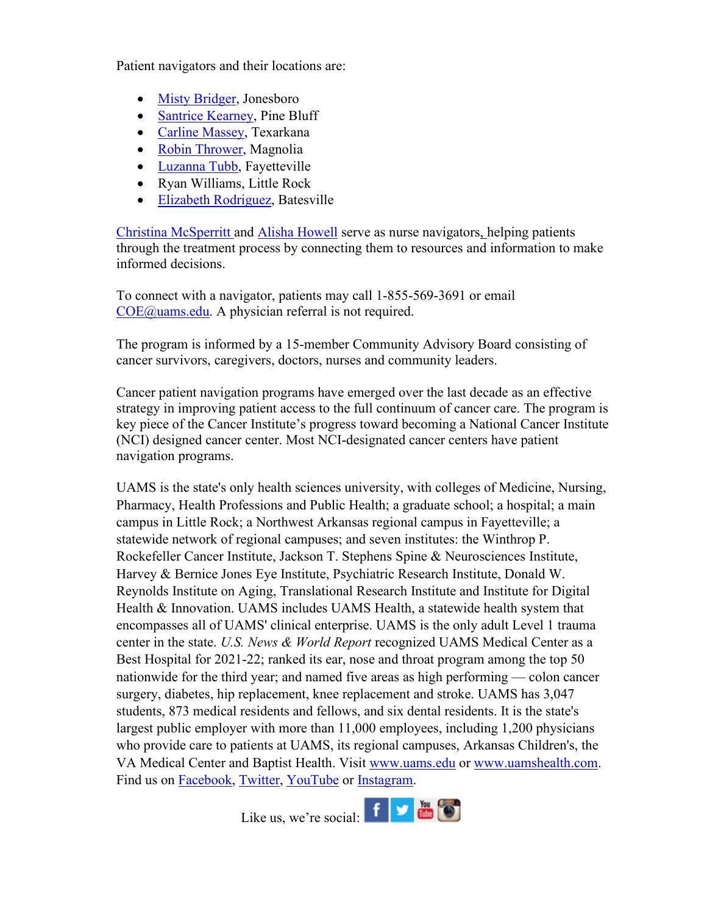Patient navigators and their locations are:

- Misty Bridger, Jonesboro
- Santrice Kearney, Pine Bluff
- Carline Massey, Texarkana
- Robin Thrower, Magnolia
- Luzanna Tubb, Fayetteville
- Ryan Williams, Little Rock
- Elizabeth Rodriguez, Batesville

Christina McSperritt and Alisha Howell serve as nurse navigators, helping patients through the treatment process by connecting them to resources and information to make informed decisions.

To connect with a navigator, patients may call 1-855-569-3691 or email COE@uams.edu. A physician referral is not required.

The program is informed by a 15-member Community Advisory Board consisting of cancer survivors, caregivers, doctors, nurses and community leaders.

Cancer patient navigation programs have emerged over the last decade as an effective strategy in improving patient access to the full continuum of cancer care. The program is key piece of the Cancer Institute's progress toward becoming a National Cancer Institute (NCI) designed cancer center. Most NCI-designated cancer centers have patient navigation programs.

UAMS is the state's only health sciences university, with colleges of Medicine, Nursing, Pharmacy, Health Professions and Public Health; a graduate school; a hospital; a main campus in Little Rock; a Northwest Arkansas regional campus in Fayetteville; a statewide network of regional campuses; and seven institutes: the Winthrop P. Rockefeller Cancer Institute, Jackson T. Stephens Spine & Neurosciences Institute, Harvey & Bernice Jones Eye Institute, Psychiatric Research Institute, Donald W. Reynolds Institute on Aging, Translational Research Institute and Institute for Digital Health & Innovation. UAMS includes UAMS Health, a statewide health system that encompasses all of UAMS' clinical enterprise. UAMS is the only adult Level 1 trauma center in the state. *U.S. News & World Report* recognized UAMS Medical Center as a Best Hospital for 2021-22; ranked its ear, nose and throat program among the top 50 nationwide for the third year; and named five areas as high performing — colon cancer surgery, diabetes, hip replacement, knee replacement and stroke. UAMS has 3,047 students, 873 medical residents and fellows, and six dental residents. It is the state's largest public employer with more than 11,000 employees, including 1,200 physicians who provide care to patients at UAMS, its regional campuses, Arkansas Children's, the VA Medical Center and Baptist Health. Visit www.uams.edu or www.uamshealth.com. Find us on Facebook, Twitter, YouTube or Instagram.

Like us, we're social: